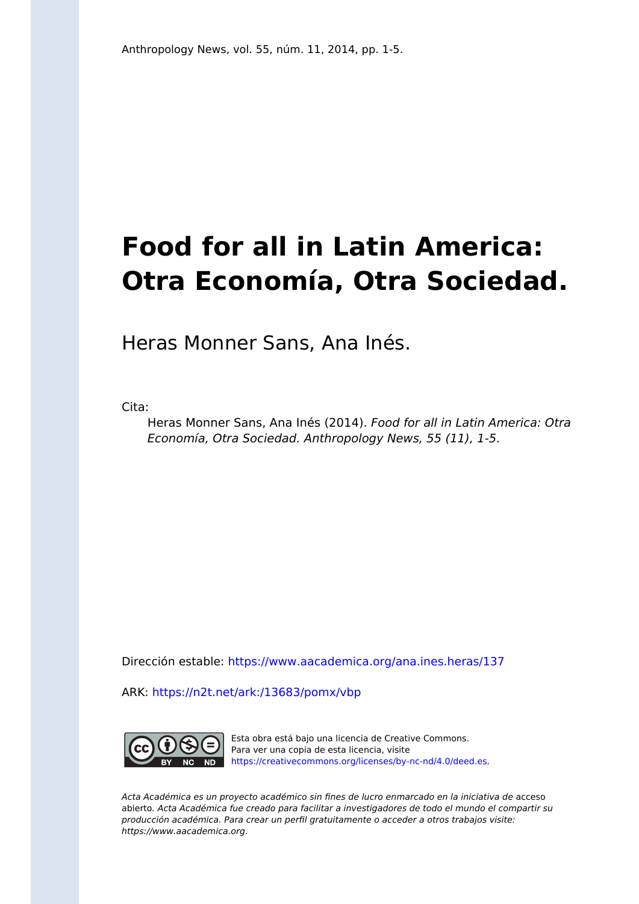Anthropology News, vol. 55, núm. 11, 2014, pp. 1-5.

# Food for all in Latin America: Otra Economía, Otra Sociedad.

Heras Monner Sans, Ana Inés.

Cita:

> Heras Monner Sans, Ana Inés (2014). *Food for all in Latin America: Otra Economía, Otra Sociedad. Anthropology News, 55 (11), 1-5.*

Dirección estable: https://www.aacademica.org/ana.ines.heras/137

ARK: https://n2t.net/ark:/13683/pomx/vbp

Esta obra está bajo una licencia de Creative Commons. Para ver una copia de esta licencia, visite https://creativecommons.org/licenses/by-nc-nd/4.0/deed.es.

*Acta Académica es un proyecto académico sin fines de lucro enmarcado en la iniciativa de* acceso abierto. *Acta Académica fue creado para facilitar a investigadores de todo el mundo el compartir su producción académica. Para crear un perfil gratuitamente o acceder a otros trabajos visite: https://www.aacademica.org.*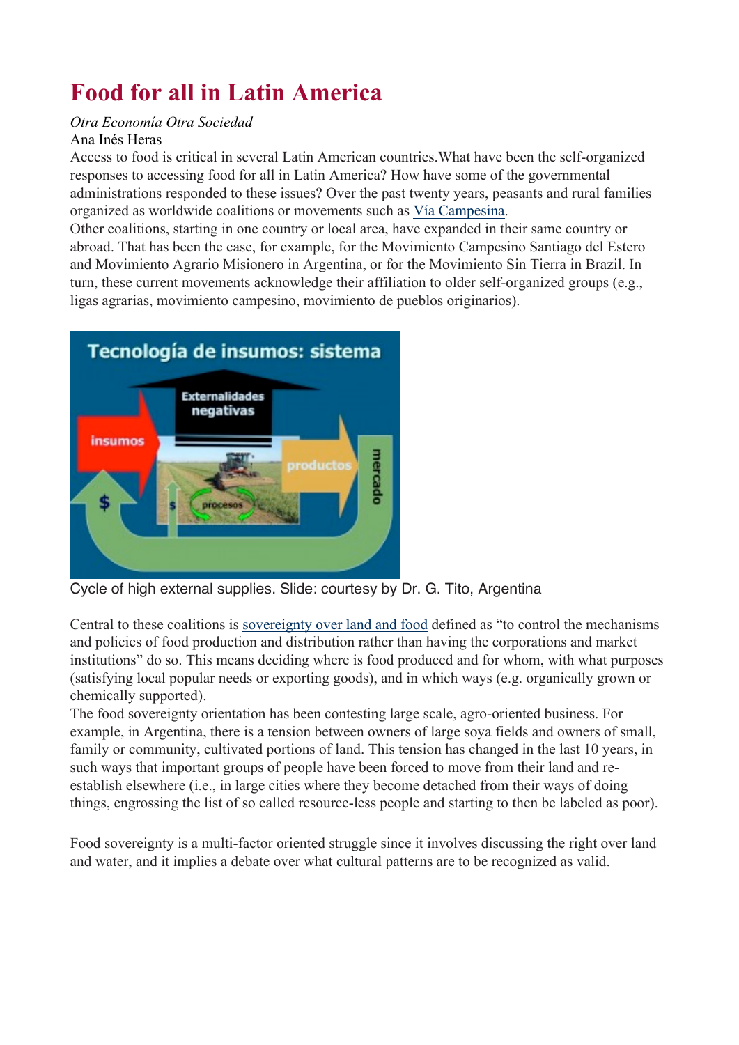# Food for all in Latin America

*Otra Economía Otra Sociedad*

Ana Inés Heras

Access to food is critical in several Latin American countries.What have been the self-organized responses to accessing food for all in Latin America? How have some of the governmental administrations responded to these issues? Over the past twenty years, peasants and rural families organized as worldwide coalitions or movements such as Vía Campesina.

Other coalitions, starting in one country or local area, have expanded in their same country or abroad. That has been the case, for example, for the Movimiento Campesino Santiago del Estero and Movimiento Agrario Misionero in Argentina, or for the Movimiento Sin Tierra in Brazil. In turn, these current movements acknowledge their affiliation to older self-organized groups (e.g., ligas agrarias, movimiento campesino, movimiento de pueblos originarios).

Cycle of high external supplies. Slide: courtesy by Dr. G. Tito, Argentina

Central to these coalitions is sovereignty over land and food defined as "to control the mechanisms and policies of food production and distribution rather than having the corporations and market institutions" do so. This means deciding where is food produced and for whom, with what purposes (satisfying local popular needs or exporting goods), and in which ways (e.g. organically grown or chemically supported).

The food sovereignty orientation has been contesting large scale, agro-oriented business. For example, in Argentina, there is a tension between owners of large soya fields and owners of small, family or community, cultivated portions of land. This tension has changed in the last 10 years, in such ways that important groups of people have been forced to move from their land and re-establish elsewhere (i.e., in large cities where they become detached from their ways of doing things, engrossing the list of so called resource-less people and starting to then be labeled as poor).

Food sovereignty is a multi-factor oriented struggle since it involves discussing the right over land and water, and it implies a debate over what cultural patterns are to be recognized as valid.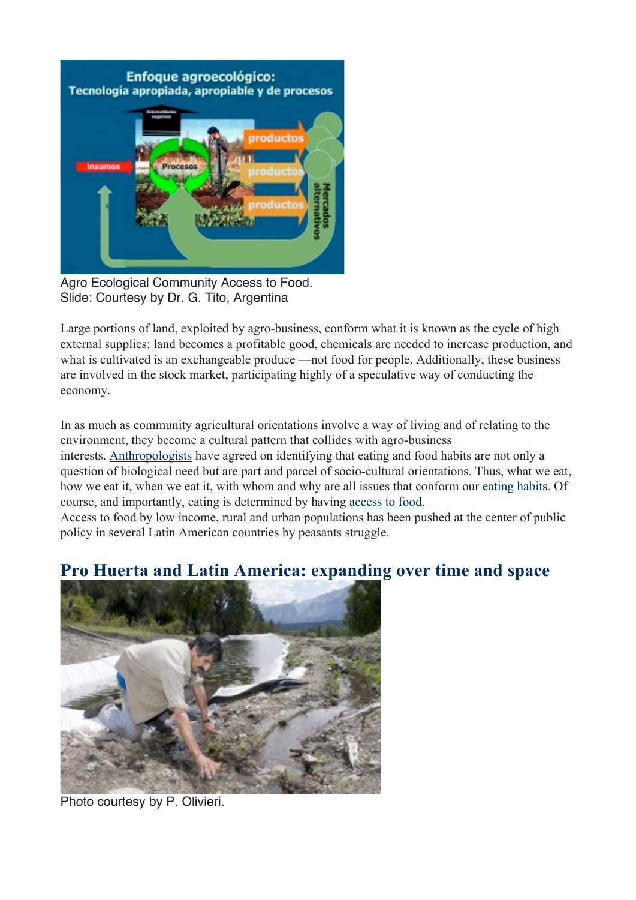Agro Ecological Community Access to Food.
Slide: Courtesy by Dr. G. Tito, Argentina

Large portions of land, exploited by agro-business, conform what it is known as the cycle of high external supplies: land becomes a profitable good, chemicals are needed to increase production, and what is cultivated is an exchangeable produce —not food for people. Additionally, these business are involved in the stock market, participating highly of a speculative way of conducting the economy.

In as much as community agricultural orientations involve a way of living and of relating to the environment, they become a cultural pattern that collides with agro-business interests. Anthropologists have agreed on identifying that eating and food habits are not only a question of biological need but are part and parcel of socio-cultural orientations. Thus, what we eat, how we eat it, when we eat it, with whom and why are all issues that conform our eating habits. Of course, and importantly, eating is determined by having access to food.
Access to food by low income, rural and urban populations has been pushed at the center of public policy in several Latin American countries by peasants struggle.

## Pro Huerta and Latin America: expanding over time and space

Photo courtesy by P. Olivieri.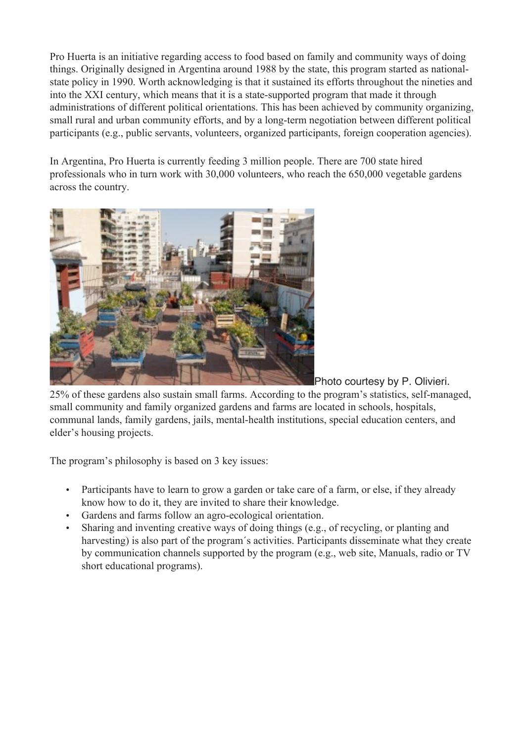Pro Huerta is an initiative regarding access to food based on family and community ways of doing things. Originally designed in Argentina around 1988 by the state, this program started as national-state policy in 1990. Worth acknowledging is that it sustained its efforts throughout the nineties and into the XXI century, which means that it is a state-supported program that made it through administrations of different political orientations. This has been achieved by community organizing, small rural and urban community efforts, and by a long-term negotiation between different political participants (e.g., public servants, volunteers, organized participants, foreign cooperation agencies).

In Argentina, Pro Huerta is currently feeding 3 million people. There are 700 state hired professionals who in turn work with 30,000 volunteers, who reach the 650,000 vegetable gardens across the country.

Photo courtesy by P. Olivieri.

25% of these gardens also sustain small farms. According to the program's statistics, self-managed, small community and family organized gardens and farms are located in schools, hospitals, communal lands, family gardens, jails, mental-health institutions, special education centers, and elder's housing projects.

The program's philosophy is based on 3 key issues:

- Participants have to learn to grow a garden or take care of a farm, or else, if they already know how to do it, they are invited to share their knowledge.
- Gardens and farms follow an agro-ecological orientation.
- Sharing and inventing creative ways of doing things (e.g., of recycling, or planting and harvesting) is also part of the program´s activities. Participants disseminate what they create by communication channels supported by the program (e.g., web site, Manuals, radio or TV short educational programs).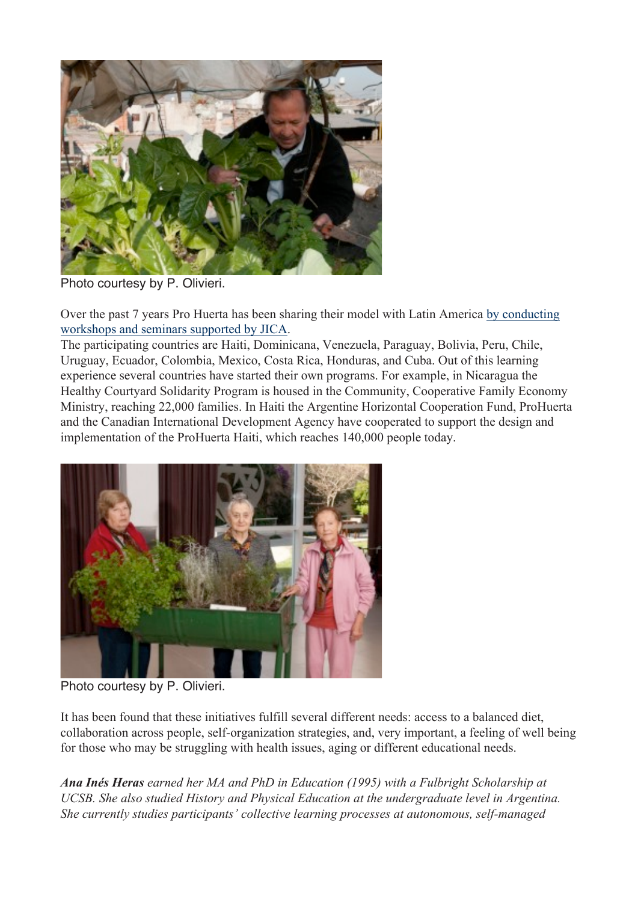Photo courtesy by P. Olivieri.

Over the past 7 years Pro Huerta has been sharing their model with Latin America [by conducting workshops and seminars supported by JICA](#).

The participating countries are Haiti, Dominicana, Venezuela, Paraguay, Bolivia, Peru, Chile, Uruguay, Ecuador, Colombia, Mexico, Costa Rica, Honduras, and Cuba. Out of this learning experience several countries have started their own programs. For example, in Nicaragua the Healthy Courtyard Solidarity Program is housed in the Community, Cooperative Family Economy Ministry, reaching 22,000 families. In Haiti the Argentine Horizontal Cooperation Fund, ProHuerta and the Canadian International Development Agency have cooperated to support the design and implementation of the ProHuerta Haiti, which reaches 140,000 people today.

Photo courtesy by P. Olivieri.

It has been found that these initiatives fulfill several different needs: access to a balanced diet, collaboration across people, self-organization strategies, and, very important, a feeling of well being for those who may be struggling with health issues, aging or different educational needs.

***Ana Inés Heras*** *earned her MA and PhD in Education (1995) with a Fulbright Scholarship at UCSB. She also studied History and Physical Education at the undergraduate level in Argentina. She currently studies participants' collective learning processes at autonomous, self-managed*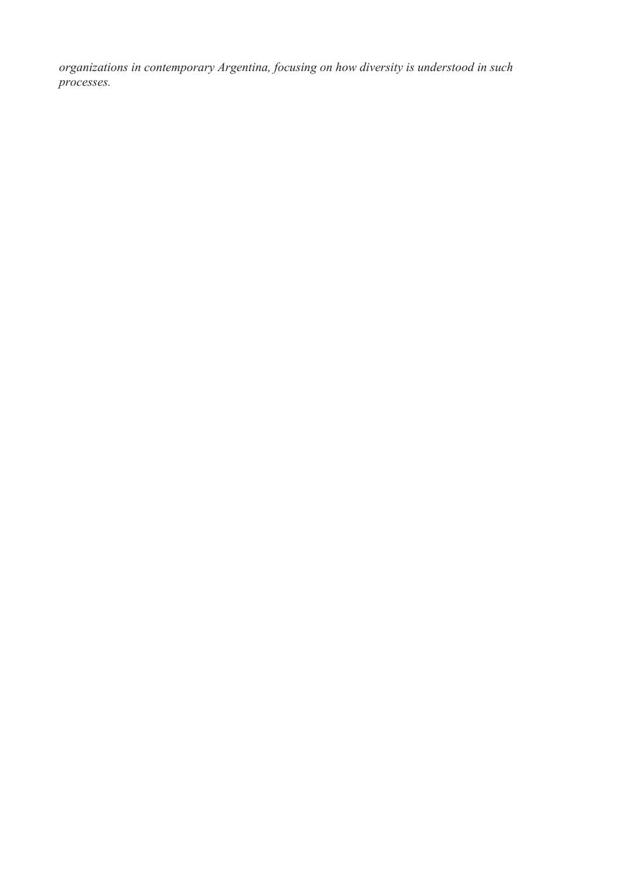*organizations in contemporary Argentina, focusing on how diversity is understood in such processes.*